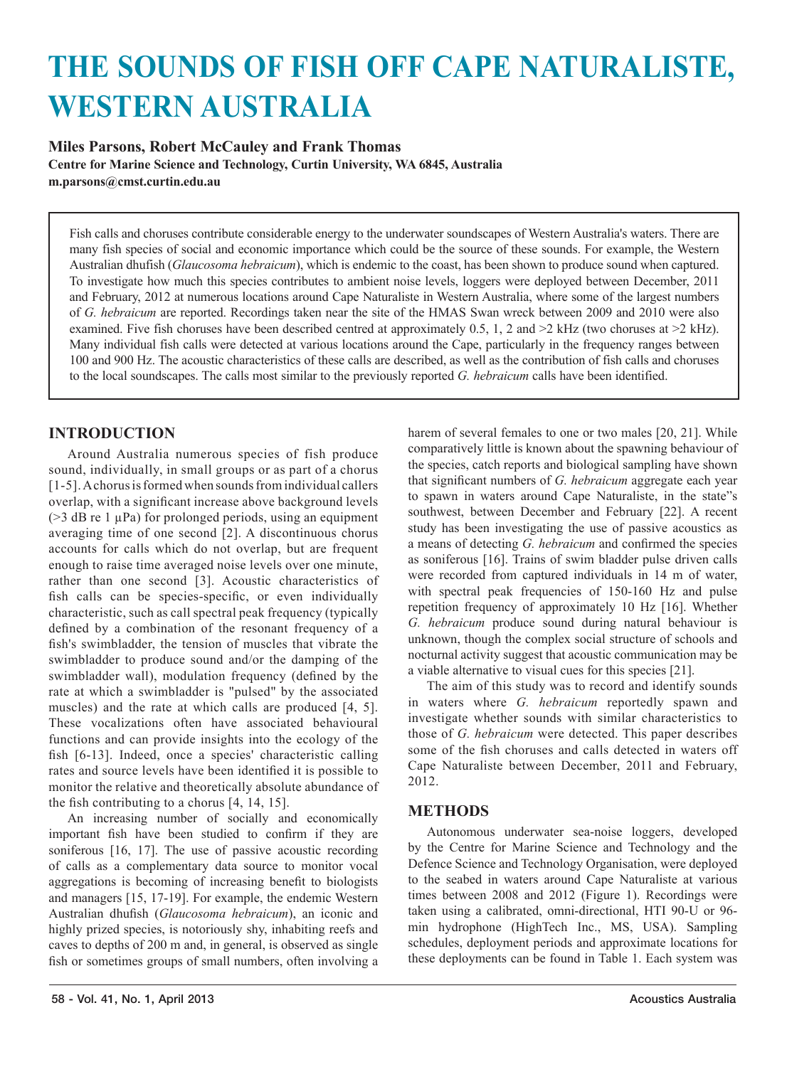# THE SOUNDS OF FISH OFF CAPE NATURALISTE, WESTERN AUSTRALIA

**Miles Parsons, Robert McCauley and Frank Thomas**
**Centre for Marine Science and Technology, Curtin University, WA 6845, Australia**
**m.parsons@cmst.curtin.edu.au**

Fish calls and choruses contribute considerable energy to the underwater soundscapes of Western Australia's waters. There are many fish species of social and economic importance which could be the source of these sounds. For example, the Western Australian dhufish (*Glaucosoma hebraicum*), which is endemic to the coast, has been shown to produce sound when captured. To investigate how much this species contributes to ambient noise levels, loggers were deployed between December, 2011 and February, 2012 at numerous locations around Cape Naturaliste in Western Australia, where some of the largest numbers of *G. hebraicum* are reported. Recordings taken near the site of the HMAS Swan wreck between 2009 and 2010 were also examined. Five fish choruses have been described centred at approximately 0.5, 1, 2 and >2 kHz (two choruses at >2 kHz). Many individual fish calls were detected at various locations around the Cape, particularly in the frequency ranges between 100 and 900 Hz. The acoustic characteristics of these calls are described, as well as the contribution of fish calls and choruses to the local soundscapes. The calls most similar to the previously reported *G. hebraicum* calls have been identified.

## INTRODUCTION

Around Australia numerous species of fish produce sound, individually, in small groups or as part of a chorus [1-5]. A chorus is formed when sounds from individual callers overlap, with a significant increase above background levels (>3 dB re 1 μPa) for prolonged periods, using an equipment averaging time of one second [2]. A discontinuous chorus accounts for calls which do not overlap, but are frequent enough to raise time averaged noise levels over one minute, rather than one second [3]. Acoustic characteristics of fish calls can be species-specific, or even individually characteristic, such as call spectral peak frequency (typically defined by a combination of the resonant frequency of a fish's swimbladder, the tension of muscles that vibrate the swimbladder to produce sound and/or the damping of the swimbladder wall), modulation frequency (defined by the rate at which a swimbladder is "pulsed" by the associated muscles) and the rate at which calls are produced [4, 5]. These vocalizations often have associated behavioural functions and can provide insights into the ecology of the fish [6-13]. Indeed, once a species' characteristic calling rates and source levels have been identified it is possible to monitor the relative and theoretically absolute abundance of the fish contributing to a chorus [4, 14, 15].

An increasing number of socially and economically important fish have been studied to confirm if they are soniferous [16, 17]. The use of passive acoustic recording of calls as a complementary data source to monitor vocal aggregations is becoming of increasing benefit to biologists and managers [15, 17-19]. For example, the endemic Western Australian dhufish (*Glaucosoma hebraicum*), an iconic and highly prized species, is notoriously shy, inhabiting reefs and caves to depths of 200 m and, in general, is observed as single fish or sometimes groups of small numbers, often involving a harem of several females to one or two males [20, 21]. While comparatively little is known about the spawning behaviour of the species, catch reports and biological sampling have shown that significant numbers of *G. hebraicum* aggregate each year to spawn in waters around Cape Naturaliste, in the state"s southwest, between December and February [22]. A recent study has been investigating the use of passive acoustics as a means of detecting *G. hebraicum* and confirmed the species as soniferous [16]. Trains of swim bladder pulse driven calls were recorded from captured individuals in 14 m of water, with spectral peak frequencies of 150-160 Hz and pulse repetition frequency of approximately 10 Hz [16]. Whether *G. hebraicum* produce sound during natural behaviour is unknown, though the complex social structure of schools and nocturnal activity suggest that acoustic communication may be a viable alternative to visual cues for this species [21].

The aim of this study was to record and identify sounds in waters where *G. hebraicum* reportedly spawn and investigate whether sounds with similar characteristics to those of *G. hebraicum* were detected. This paper describes some of the fish choruses and calls detected in waters off Cape Naturaliste between December, 2011 and February, 2012.

## METHODS

Autonomous underwater sea-noise loggers, developed by the Centre for Marine Science and Technology and the Defence Science and Technology Organisation, were deployed to the seabed in waters around Cape Naturaliste at various times between 2008 and 2012 (Figure 1). Recordings were taken using a calibrated, omni-directional, HTI 90-U or 96-min hydrophone (HighTech Inc., MS, USA). Sampling schedules, deployment periods and approximate locations for these deployments can be found in Table 1. Each system was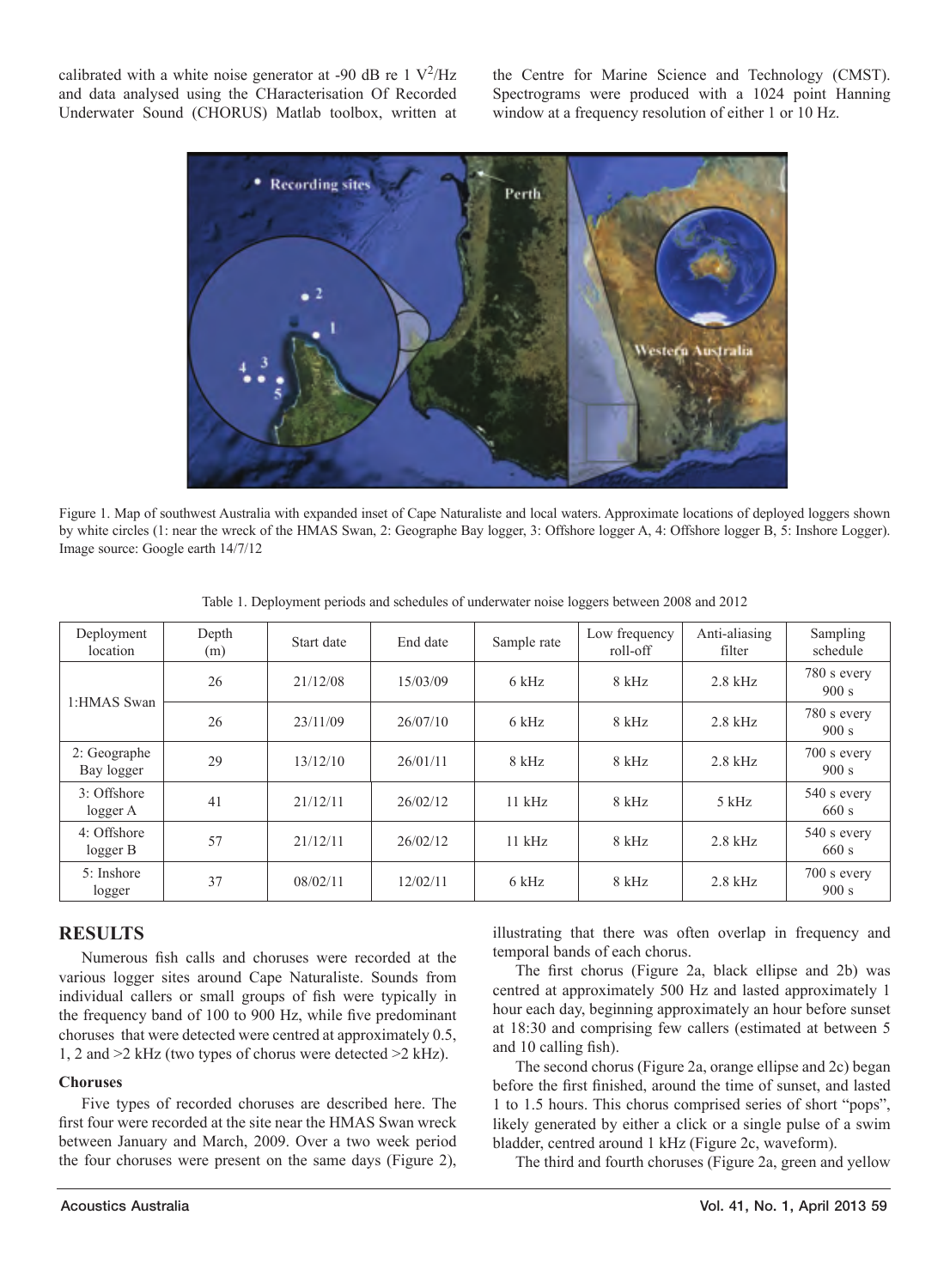calibrated with a white noise generator at -90 dB re 1 $V^2$/Hz and data analysed using the CHaracterisation Of Recorded Underwater Sound (CHORUS) Matlab toolbox, written at the Centre for Marine Science and Technology (CMST). Spectrograms were produced with a 1024 point Hanning window at a frequency resolution of either 1 or 10 Hz.

Figure 1. Map of southwest Australia with expanded inset of Cape Naturaliste and local waters. Approximate locations of deployed loggers shown by white circles (1: near the wreck of the HMAS Swan, 2: Geographe Bay logger, 3: Offshore logger A, 4: Offshore logger B, 5: Inshore Logger). Image source: Google earth 14/7/12

Table 1. Deployment periods and schedules of underwater noise loggers between 2008 and 2012

| Deployment location | Depth (m) | Start date | End date | Sample rate | Low frequency roll-off | Anti-aliasing filter | Sampling schedule |
|---|---|---|---|---|---|---|---|
| 1:HMAS Swan | 26 | 21/12/08 | 15/03/09 | 6 kHz | 8 kHz | 2.8 kHz | 780 s every 900 s |
| | 26 | 23/11/09 | 26/07/10 | 6 kHz | 8 kHz | 2.8 kHz | 780 s every 900 s |
| 2: Geographe Bay logger | 29 | 13/12/10 | 26/01/11 | 8 kHz | 8 kHz | 2.8 kHz | 700 s every 900 s |
| 3: Offshore logger A | 41 | 21/12/11 | 26/02/12 | 11 kHz | 8 kHz | 5 kHz | 540 s every 660 s |
| 4: Offshore logger B | 57 | 21/12/11 | 26/02/12 | 11 kHz | 8 kHz | 2.8 kHz | 540 s every 660 s |
| 5: Inshore logger | 37 | 08/02/11 | 12/02/11 | 6 kHz | 8 kHz | 2.8 kHz | 700 s every 900 s |

## RESULTS

Numerous fish calls and choruses were recorded at the various logger sites around Cape Naturaliste. Sounds from individual callers or small groups of fish were typically in the frequency band of 100 to 900 Hz, while five predominant choruses that were detected were centred at approximately 0.5, 1, 2 and >2 kHz (two types of chorus were detected >2 kHz).

### Choruses

Five types of recorded choruses are described here. The first four were recorded at the site near the HMAS Swan wreck between January and March, 2009. Over a two week period the four choruses were present on the same days (Figure 2), illustrating that there was often overlap in frequency and temporal bands of each chorus.

The first chorus (Figure 2a, black ellipse and 2b) was centred at approximately 500 Hz and lasted approximately 1 hour each day, beginning approximately an hour before sunset at 18:30 and comprising few callers (estimated at between 5 and 10 calling fish).

The second chorus (Figure 2a, orange ellipse and 2c) began before the first finished, around the time of sunset, and lasted 1 to 1.5 hours. This chorus comprised series of short "pops", likely generated by either a click or a single pulse of a swim bladder, centred around 1 kHz (Figure 2c, waveform).

The third and fourth choruses (Figure 2a, green and yellow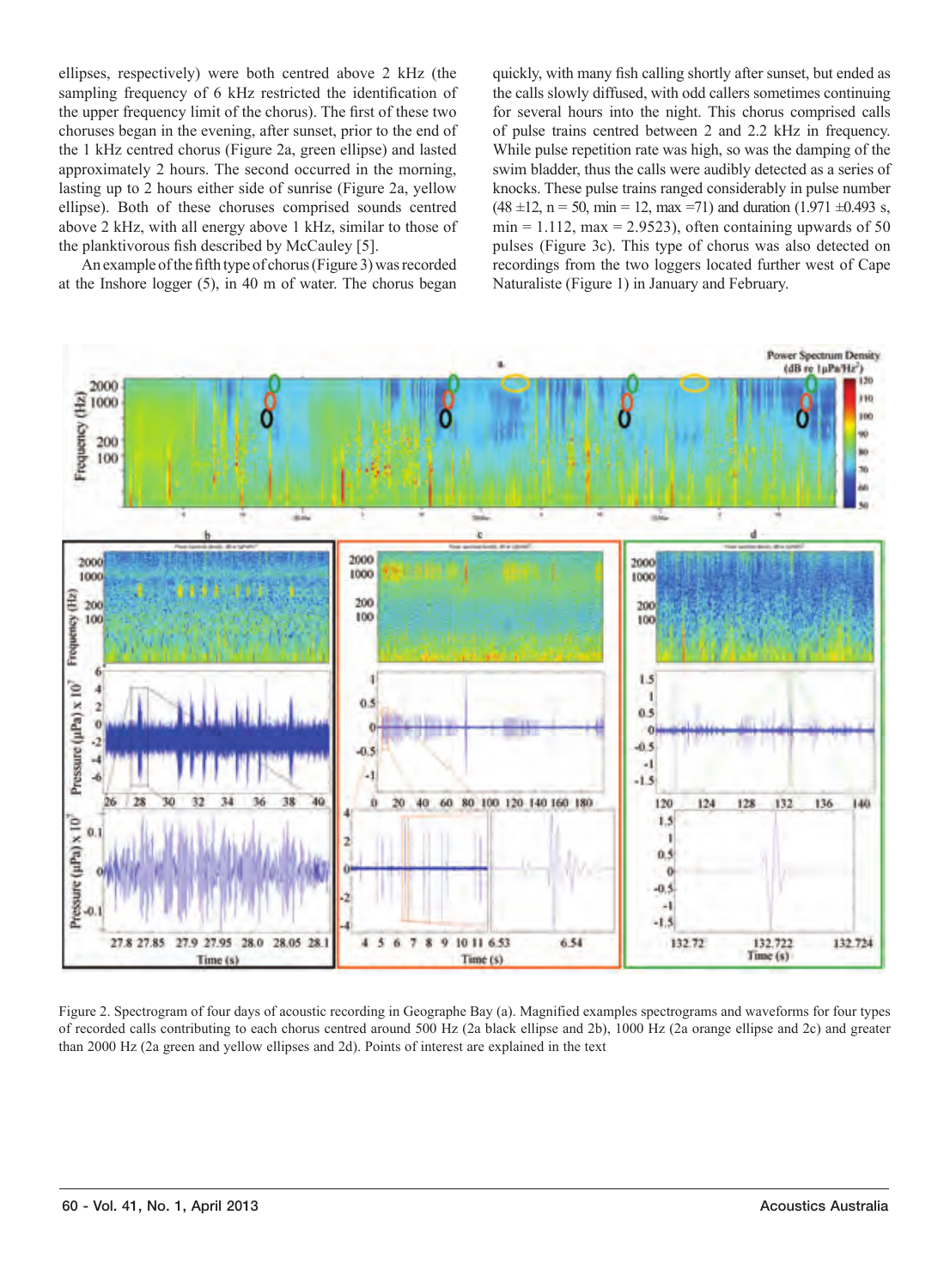ellipses, respectively) were both centred above 2 kHz (the sampling frequency of 6 kHz restricted the identification of the upper frequency limit of the chorus). The first of these two choruses began in the evening, after sunset, prior to the end of the 1 kHz centred chorus (Figure 2a, green ellipse) and lasted approximately 2 hours. The second occurred in the morning, lasting up to 2 hours either side of sunrise (Figure 2a, yellow ellipse). Both of these choruses comprised sounds centred above 2 kHz, with all energy above 1 kHz, similar to those of the planktivorous fish described by McCauley [5].

An example of the fifth type of chorus (Figure 3) was recorded at the Inshore logger (5), in 40 m of water. The chorus began quickly, with many fish calling shortly after sunset, but ended as the calls slowly diffused, with odd callers sometimes continuing for several hours into the night. This chorus comprised calls of pulse trains centred between 2 and 2.2 kHz in frequency. While pulse repetition rate was high, so was the damping of the swim bladder, thus the calls were audibly detected as a series of knocks. These pulse trains ranged considerably in pulse number ($48 \pm 12$, n = 50, min = 12, max = 71) and duration ($1.971 \pm 0.493$ s, min = 1.112, max = 2.9523), often containing upwards of 50 pulses (Figure 3c). This type of chorus was also detected on recordings from the two loggers located further west of Cape Naturaliste (Figure 1) in January and February.

Figure 2. Spectrogram of four days of acoustic recording in Geographe Bay (a). Magnified examples spectrograms and waveforms for four types of recorded calls contributing to each chorus centred around 500 Hz (2a black ellipse and 2b), 1000 Hz (2a orange ellipse and 2c) and greater than 2000 Hz (2a green and yellow ellipses and 2d). Points of interest are explained in the text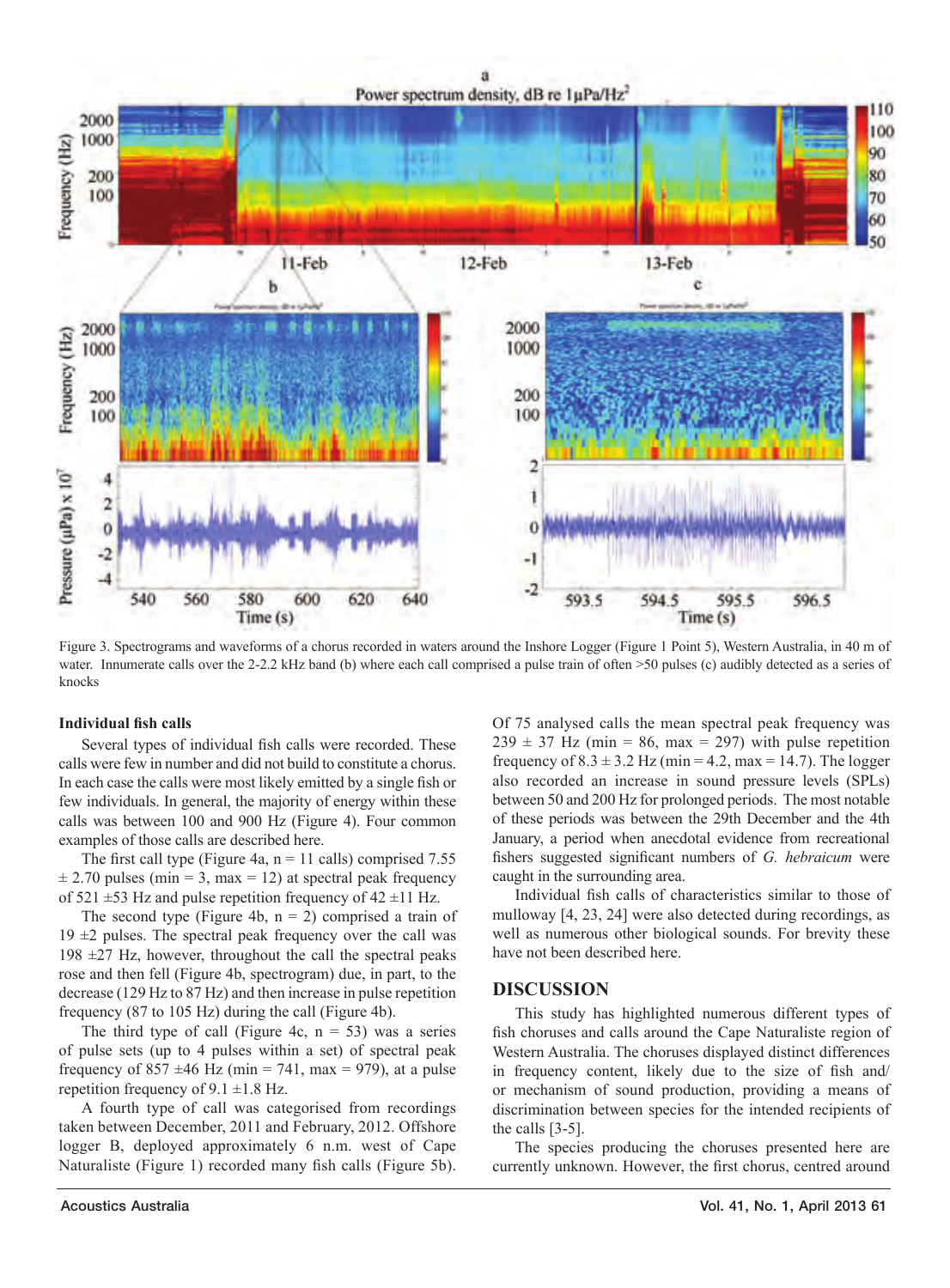Figure 3. Spectrograms and waveforms of a chorus recorded in waters around the Inshore Logger (Figure 1 Point 5), Western Australia, in 40 m of water. Innumerate calls over the 2-2.2 kHz band (b) where each call comprised a pulse train of often >50 pulses (c) audibly detected as a series of knocks

#### Individual fish calls

Several types of individual fish calls were recorded. These calls were few in number and did not build to constitute a chorus. In each case the calls were most likely emitted by a single fish or few individuals. In general, the majority of energy within these calls was between 100 and 900 Hz (Figure 4). Four common examples of those calls are described here.

The first call type (Figure 4a, n = 11 calls) comprised 7.55 ± 2.70 pulses (min = 3, max = 12) at spectral peak frequency of 521 ±53 Hz and pulse repetition frequency of 42 ±11 Hz.

The second type (Figure 4b, n = 2) comprised a train of 19 ±2 pulses. The spectral peak frequency over the call was 198 ±27 Hz, however, throughout the call the spectral peaks rose and then fell (Figure 4b, spectrogram) due, in part, to the decrease (129 Hz to 87 Hz) and then increase in pulse repetition frequency (87 to 105 Hz) during the call (Figure 4b).

The third type of call (Figure 4c, n = 53) was a series of pulse sets (up to 4 pulses within a set) of spectral peak frequency of 857 ±46 Hz (min = 741, max = 979), at a pulse repetition frequency of 9.1 ±1.8 Hz.

A fourth type of call was categorised from recordings taken between December, 2011 and February, 2012. Offshore logger B, deployed approximately 6 n.m. west of Cape Naturaliste (Figure 1) recorded many fish calls (Figure 5b). Of 75 analysed calls the mean spectral peak frequency was 239 ± 37 Hz (min = 86, max = 297) with pulse repetition frequency of 8.3 ± 3.2 Hz (min = 4.2, max = 14.7). The logger also recorded an increase in sound pressure levels (SPLs) between 50 and 200 Hz for prolonged periods. The most notable of these periods was between the 29th December and the 4th January, a period when anecdotal evidence from recreational fishers suggested significant numbers of *G. hebraicum* were caught in the surrounding area.

Individual fish calls of characteristics similar to those of mulloway [4, 23, 24] were also detected during recordings, as well as numerous other biological sounds. For brevity these have not been described here.

## DISCUSSION

This study has highlighted numerous different types of fish choruses and calls around the Cape Naturaliste region of Western Australia. The choruses displayed distinct differences in frequency content, likely due to the size of fish and/or mechanism of sound production, providing a means of discrimination between species for the intended recipients of the calls [3-5].

The species producing the choruses presented here are currently unknown. However, the first chorus, centred around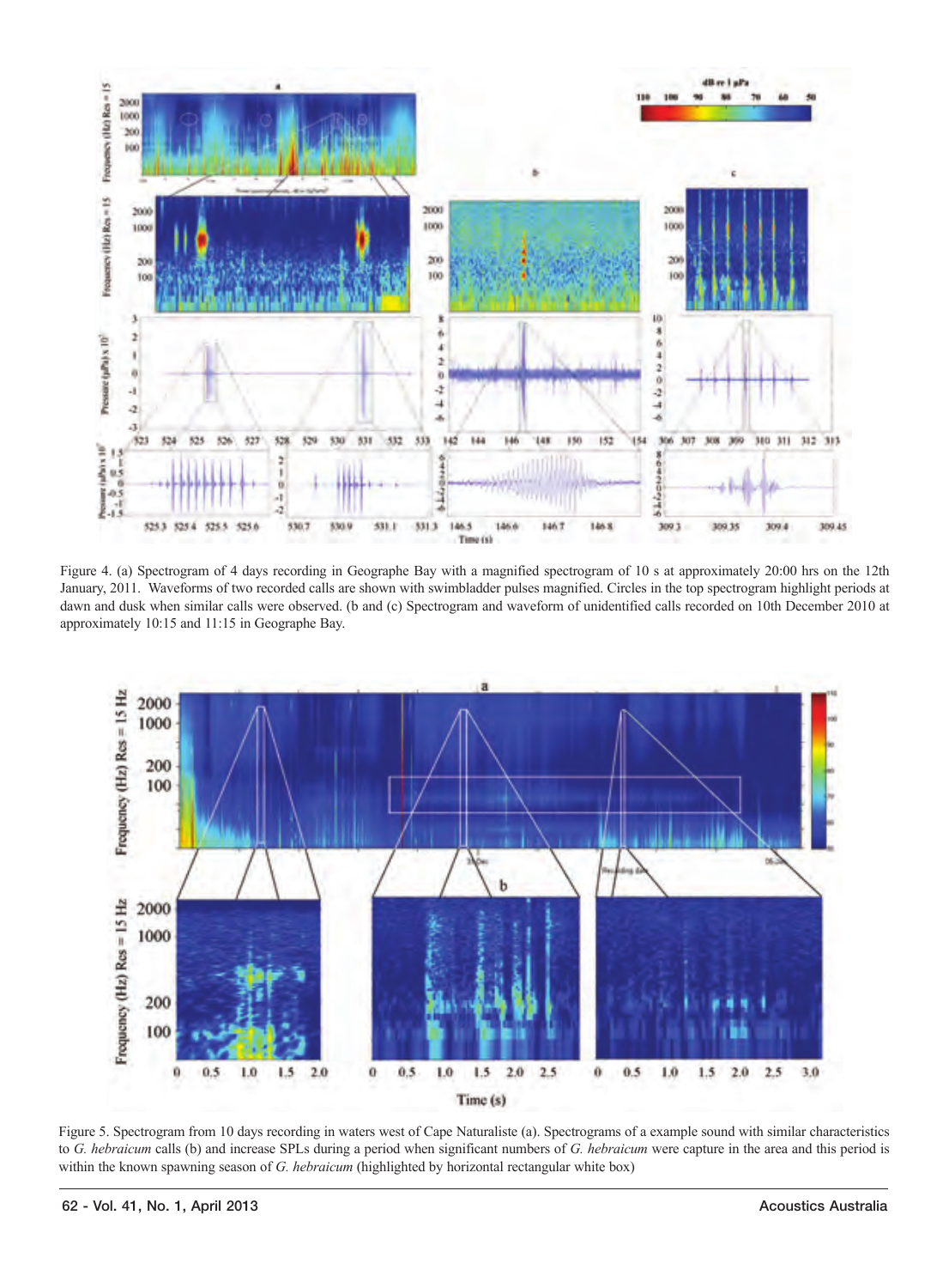Figure 4. (a) Spectrogram of 4 days recording in Geographe Bay with a magnified spectrogram of 10 s at approximately 20:00 hrs on the 12th January, 2011. Waveforms of two recorded calls are shown with swimbladder pulses magnified. Circles in the top spectrogram highlight periods at dawn and dusk when similar calls were observed. (b and (c) Spectrogram and waveform of unidentified calls recorded on 10th December 2010 at approximately 10:15 and 11:15 in Geographe Bay.

Figure 5. Spectrogram from 10 days recording in waters west of Cape Naturaliste (a). Spectrograms of a example sound with similar characteristics to *G. hebraicum* calls (b) and increase SPLs during a period when significant numbers of *G. hebraicum* were capture in the area and this period is within the known spawning season of *G. hebraicum* (highlighted by horizontal rectangular white box)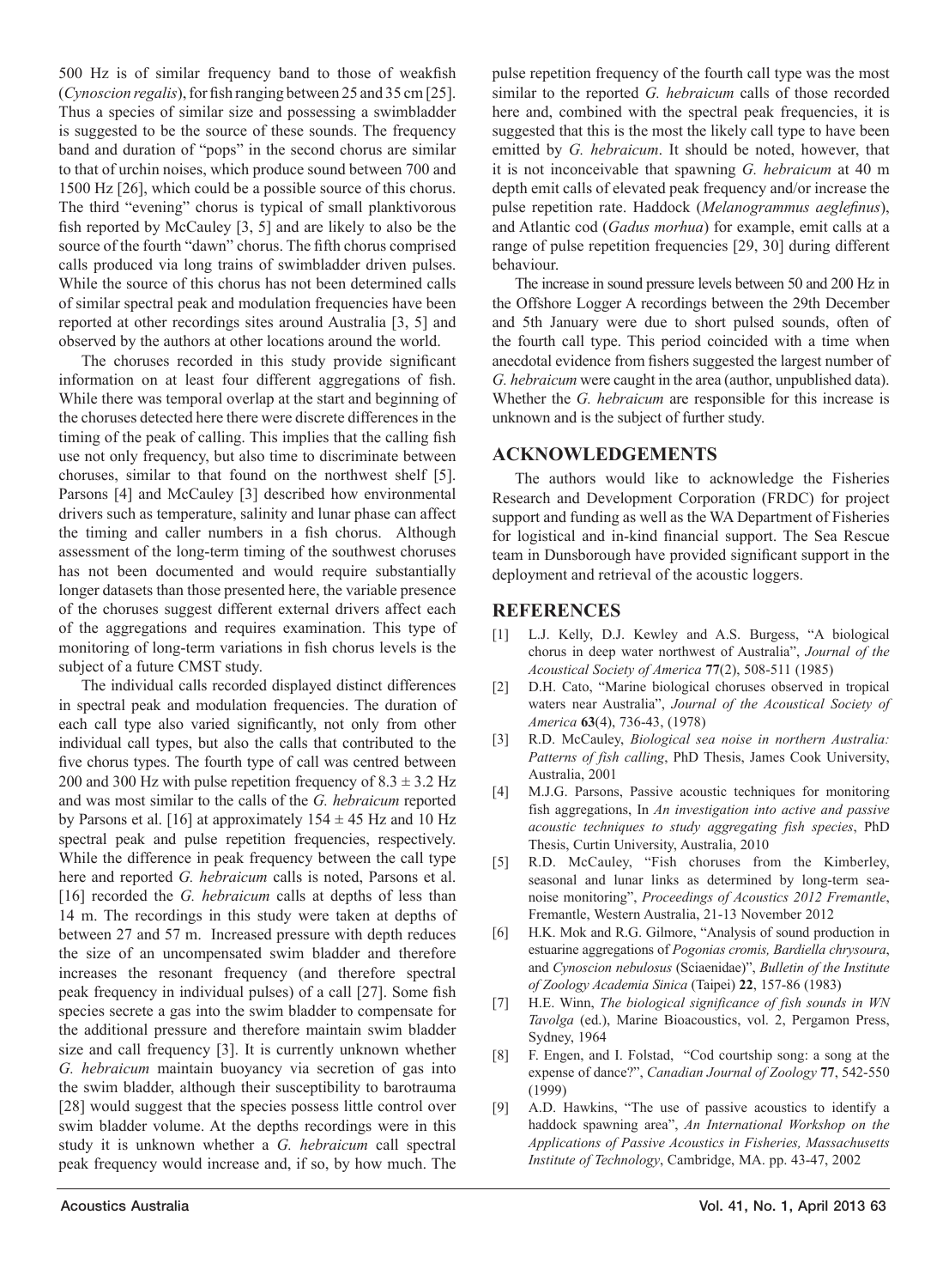500 Hz is of similar frequency band to those of weakfish (*Cynoscion regalis*), for fish ranging between 25 and 35 cm [25]. Thus a species of similar size and possessing a swimbladder is suggested to be the source of these sounds. The frequency band and duration of "pops" in the second chorus are similar to that of urchin noises, which produce sound between 700 and 1500 Hz [26], which could be a possible source of this chorus. The third "evening" chorus is typical of small planktivorous fish reported by McCauley [3, 5] and are likely to also be the source of the fourth "dawn" chorus. The fifth chorus comprised calls produced via long trains of swimbladder driven pulses. While the source of this chorus has not been determined calls of similar spectral peak and modulation frequencies have been reported at other recordings sites around Australia [3, 5] and observed by the authors at other locations around the world.

The choruses recorded in this study provide significant information on at least four different aggregations of fish. While there was temporal overlap at the start and beginning of the choruses detected here there were discrete differences in the timing of the peak of calling. This implies that the calling fish use not only frequency, but also time to discriminate between choruses, similar to that found on the northwest shelf [5]. Parsons [4] and McCauley [3] described how environmental drivers such as temperature, salinity and lunar phase can affect the timing and caller numbers in a fish chorus. Although assessment of the long-term timing of the southwest choruses has not been documented and would require substantially longer datasets than those presented here, the variable presence of the choruses suggest different external drivers affect each of the aggregations and requires examination. This type of monitoring of long-term variations in fish chorus levels is the subject of a future CMST study.

The individual calls recorded displayed distinct differences in spectral peak and modulation frequencies. The duration of each call type also varied significantly, not only from other individual call types, but also the calls that contributed to the five chorus types. The fourth type of call was centred between 200 and 300 Hz with pulse repetition frequency of $8.3 \pm 3.2$ Hz and was most similar to the calls of the *G. hebraicum* reported by Parsons et al. [16] at approximately $154 \pm 45$ Hz and 10 Hz spectral peak and pulse repetition frequencies, respectively. While the difference in peak frequency between the call type here and reported *G. hebraicum* calls is noted, Parsons et al. [16] recorded the *G. hebraicum* calls at depths of less than 14 m. The recordings in this study were taken at depths of between 27 and 57 m. Increased pressure with depth reduces the size of an uncompensated swim bladder and therefore increases the resonant frequency (and therefore spectral peak frequency in individual pulses) of a call [27]. Some fish species secrete a gas into the swim bladder to compensate for the additional pressure and therefore maintain swim bladder size and call frequency [3]. It is currently unknown whether *G. hebraicum* maintain buoyancy via secretion of gas into the swim bladder, although their susceptibility to barotrauma [28] would suggest that the species possess little control over swim bladder volume. At the depths recordings were in this study it is unknown whether a *G. hebraicum* call spectral peak frequency would increase and, if so, by how much. The pulse repetition frequency of the fourth call type was the most similar to the reported *G. hebraicum* calls of those recorded here and, combined with the spectral peak frequencies, it is suggested that this is the most the likely call type to have been emitted by *G. hebraicum*. It should be noted, however, that it is not inconceivable that spawning *G. hebraicum* at 40 m depth emit calls of elevated peak frequency and/or increase the pulse repetition rate. Haddock (*Melanogrammus aeglefinus*), and Atlantic cod (*Gadus morhua*) for example, emit calls at a range of pulse repetition frequencies [29, 30] during different behaviour.

The increase in sound pressure levels between 50 and 200 Hz in the Offshore Logger A recordings between the 29th December and 5th January were due to short pulsed sounds, often of the fourth call type. This period coincided with a time when anecdotal evidence from fishers suggested the largest number of *G. hebraicum* were caught in the area (author, unpublished data). Whether the *G. hebraicum* are responsible for this increase is unknown and is the subject of further study.

## ACKNOWLEDGEMENTS

The authors would like to acknowledge the Fisheries Research and Development Corporation (FRDC) for project support and funding as well as the WA Department of Fisheries for logistical and in-kind financial support. The Sea Rescue team in Dunsborough have provided significant support in the deployment and retrieval of the acoustic loggers.

## REFERENCES

[1] L.J. Kelly, D.J. Kewley and A.S. Burgess, "A biological chorus in deep water northwest of Australia", *Journal of the Acoustical Society of America* **77**(2), 508-511 (1985)

[2] D.H. Cato, "Marine biological choruses observed in tropical waters near Australia", *Journal of the Acoustical Society of America* **63**(4), 736-43, (1978)

[3] R.D. McCauley, *Biological sea noise in northern Australia: Patterns of fish calling*, PhD Thesis, James Cook University, Australia, 2001

[4] M.J.G. Parsons, Passive acoustic techniques for monitoring fish aggregations, In *An investigation into active and passive acoustic techniques to study aggregating fish species*, PhD Thesis, Curtin University, Australia, 2010

[5] R.D. McCauley, "Fish choruses from the Kimberley, seasonal and lunar links as determined by long-term sea-noise monitoring", *Proceedings of Acoustics 2012 Fremantle*, Fremantle, Western Australia, 21-13 November 2012

[6] H.K. Mok and R.G. Gilmore, "Analysis of sound production in estuarine aggregations of *Pogonias cromis, Bardiella chrysoura*, and *Cynoscion nebulosus* (Sciaenidae)", *Bulletin of the Institute of Zoology Academia Sinica* (Taipei) **22**, 157-86 (1983)

[7] H.E. Winn, *The biological significance of fish sounds in WN Tavolga* (ed.), Marine Bioacoustics, vol. 2, Pergamon Press, Sydney, 1964

[8] F. Engen, and I. Folstad, "Cod courtship song: a song at the expense of dance?", *Canadian Journal of Zoology* **77**, 542-550 (1999)

[9] A.D. Hawkins, "The use of passive acoustics to identify a haddock spawning area", *An International Workshop on the Applications of Passive Acoustics in Fisheries, Massachusetts Institute of Technology*, Cambridge, MA. pp. 43-47, 2002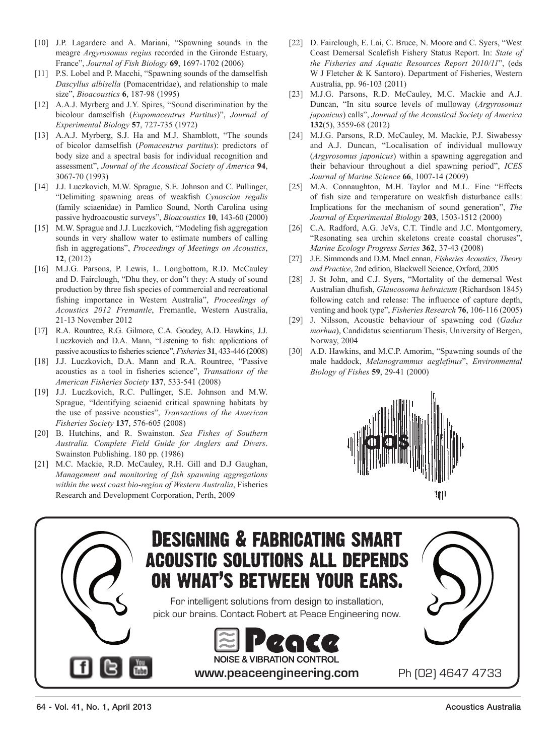[10] J.P. Lagardere and A. Mariani, "Spawning sounds in the meagre *Argyrosomus regius* recorded in the Gironde Estuary, France", *Journal of Fish Biology* **69**, 1697-1702 (2006)

[11] P.S. Lobel and P. Macchi, "Spawning sounds of the damselfish *Dascyllus albisella* (Pomacentridae), and relationship to male size", *Bioacoustics* **6**, 187-98 (1995)

[12] A.A.J. Myrberg and J.Y. Spires, "Sound discrimination by the bicolour damselfish (*Eupomacentrus Partitus*)", *Journal of Experimental Biology* **57**, 727-735 (1972)

[13] A.A.J. Myrberg, S.J. Ha and M.J. Shamblott, "The sounds of bicolor damselfish (*Pomacentrus partitus*): predictors of body size and a spectral basis for individual recognition and assessment", *Journal of the Acoustical Society of America* **94**, 3067-70 (1993)

[14] J.J. Luczkovich, M.W. Sprague, S.E. Johnson and C. Pullinger, "Delimiting spawning areas of weakfish *Cynoscion regalis* (family sciaenidae) in Pamlico Sound, North Carolina using passive hydroacoustic surveys", *Bioacoustics* **10**, 143-60 (2000)

[15] M.W. Sprague and J.J. Luczkovich, "Modeling fish aggregation sounds in very shallow water to estimate numbers of calling fish in aggregations", *Proceedings of Meetings on Acoustics*, **12**, (2012)

[16] M.J.G. Parsons, P. Lewis, L. Longbottom, R.D. McCauley and D. Fairclough, "Dhu they, or don"t they: A study of sound production by three fish species of commercial and recreational fishing importance in Western Australia", *Proceedings of Acoustics 2012 Fremantle*, Fremantle, Western Australia, 21-13 November 2012

[17] R.A. Rountree, R.G. Gilmore, C.A. Goudey, A.D. Hawkins, J.J. Luczkovich and D.A. Mann, "Listening to fish: applications of passive acoustics to fisheries science", *Fisheries* **31**, 433-446 (2008)

[18] J.J. Luczkovich, D.A. Mann and R.A. Rountree, "Passive acoustics as a tool in fisheries science", *Transations of the American Fisheries Society* **137**, 533-541 (2008)

[19] J.J. Luczkovich, R.C. Pullinger, S.E. Johnson and M.W. Sprague, "Identifying sciaenid critical spawning habitats by the use of passive acoustics", *Transactions of the American Fisheries Society* **137**, 576-605 (2008)

[20] B. Hutchins, and R. Swainston. *Sea Fishes of Southern Australia. Complete Field Guide for Anglers and Divers*. Swainston Publishing. 180 pp. (1986)

[21] M.C. Mackie, R.D. McCauley, R.H. Gill and D.J Gaughan, *Management and monitoring of fish spawning aggregations within the west coast bio-region of Western Australia*, Fisheries Research and Development Corporation, Perth, 2009

[22] D. Fairclough, E. Lai, C. Bruce, N. Moore and C. Syers, "West Coast Demersal Scalefish Fishery Status Report. In: *State of the Fisheries and Aquatic Resources Report 2010/11*", (eds W J Fletcher & K Santoro). Department of Fisheries, Western Australia, pp. 96-103 (2011)

[23] M.J.G. Parsons, R.D. McCauley, M.C. Mackie and A.J. Duncan, "In situ source levels of mulloway (*Argyrosomus japonicus*) calls", *Journal of the Acoustical Society of America* **132**(5), 3559-68 (2012)

[24] M.J.G. Parsons, R.D. McCauley, M. Mackie, P.J. Siwabessy and A.J. Duncan, "Localisation of individual mulloway (*Argyrosomus japonicus*) within a spawning aggregation and their behaviour throughout a diel spawning period", *ICES Journal of Marine Science* **66**, 1007-14 (2009)

[25] M.A. Connaughton, M.H. Taylor and M.L. Fine "Effects of fish size and temperature on weakfish disturbance calls: Implications for the mechanism of sound generation", *The Journal of Experimental Biology* **203**, 1503-1512 (2000)

[26] C.A. Radford, A.G. JeVs, C.T. Tindle and J.C. Montgomery, "Resonating sea urchin skeletons create coastal choruses", *Marine Ecology Progress Series* **362**, 37-43 (2008)

[27] J.E. Simmonds and D.M. MacLennan, *Fisheries Acoustics, Theory and Practice*, 2nd edition, Blackwell Science, Oxford, 2005

[28] J. St John, and C.J. Syers, "Mortality of the demersal West Australian dhufish, *Glaucosoma hebraicum* (Richardson 1845) following catch and release: The influence of capture depth, venting and hook type", *Fisheries Research* **76**, 106-116 (2005)

[29] J. Nilsson, Acoustic behaviour of spawning cod (*Gadus morhua*), Candidatus scientiarum Thesis, University of Bergen, Norway, 2004

[30] A.D. Hawkins, and M.C.P. Amorim, "Spawning sounds of the male haddock, *Melanogrammus aeglefinus*", *Environmental Biology of Fishes* **59**, 29-41 (2000)

**DESIGNING & FABRICATING SMART ACOUSTIC SOLUTIONS ALL DEPENDS ON WHAT'S BETWEEN YOUR EARS.**

For intelligent solutions from design to installation, pick our brains. Contact Robert at Peace Engineering now.

Peace
NOISE & VIBRATION CONTROL

www.peaceengineering.com

Ph (02) 4647 4733